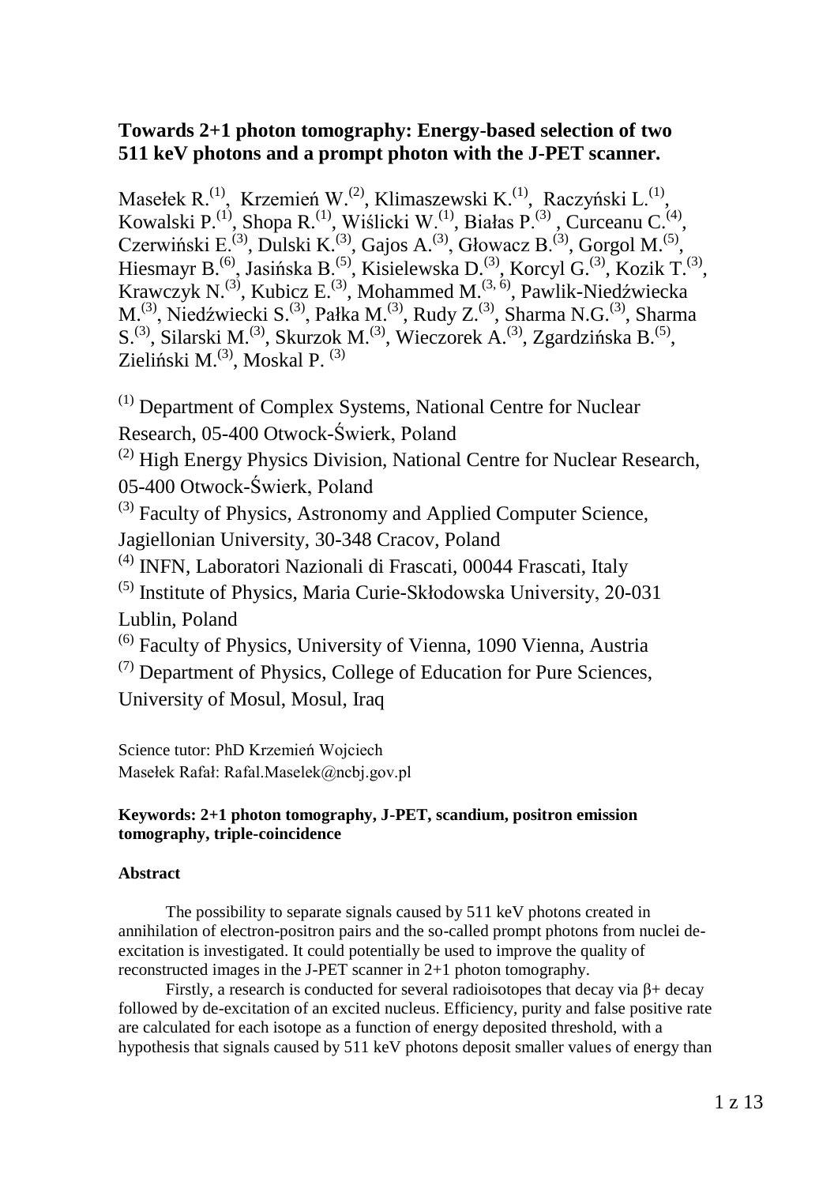# Towards 2+1 photon tomography: Energy-based selection of two 511 keV photons and a prompt photon with the J-PET scanner.

Masełek R.[(1)], Krzemień W.[(2)], Klimaszewski K.[(1)], Raczyński L.[(1)], Kowalski P.[(1)], Shopa R.[(1)], Wiślicki W.[(1)], Białas P.[(3)], Curceanu C.[(4)], Czerwiński E.[(3)], Dulski K.[(3)], Gajos A.[(3)], Głowacz B.[(3)], Gorgol M.[(5)], Hiesmayr B.[(6)], Jasińska B.[(5)], Kisielewska D.[(3)], Korcyl G.[(3)], Kozik T.[(3)], Krawczyk N.[(3)], Kubicz E.[(3)], Mohammed M.[(3, 6)], Pawlik-Niedźwiecka M.[(3)], Niedźwiecki S.[(3)], Pałka M.[(3)], Rudy Z.[(3)], Sharma N.G.[(3)], Sharma S.[(3)], Silarski M.[(3)], Skurzok M.[(3)], Wieczorek A.[(3)], Zgardzińska B.[(5)], Zieliński M.[(3)], Moskal P. [(3)]

[(1)] Department of Complex Systems, National Centre for Nuclear Research, 05-400 Otwock-Świerk, Poland

[(2)] High Energy Physics Division, National Centre for Nuclear Research, 05-400 Otwock-Świerk, Poland

[(3)] Faculty of Physics, Astronomy and Applied Computer Science, Jagiellonian University, 30-348 Cracov, Poland

[(4)] INFN, Laboratori Nazionali di Frascati, 00044 Frascati, Italy

[(5)] Institute of Physics, Maria Curie-Skłodowska University, 20-031 Lublin, Poland

[(6)] Faculty of Physics, University of Vienna, 1090 Vienna, Austria

[(7)] Department of Physics, College of Education for Pure Sciences, University of Mosul, Mosul, Iraq

Science tutor: PhD Krzemień Wojciech
Masełek Rafał: Rafal.Maselek@ncbj.gov.pl

**Keywords: 2+1 photon tomography, J-PET, scandium, positron emission tomography, triple-coincidence**

**Abstract**

The possibility to separate signals caused by 511 keV photons created in annihilation of electron-positron pairs and the so-called prompt photons from nuclei de-excitation is investigated. It could potentially be used to improve the quality of reconstructed images in the J-PET scanner in 2+1 photon tomography.

Firstly, a research is conducted for several radioisotopes that decay via β+ decay followed by de-excitation of an excited nucleus. Efficiency, purity and false positive rate are calculated for each isotope as a function of energy deposited threshold, with a hypothesis that signals caused by 511 keV photons deposit smaller values of energy than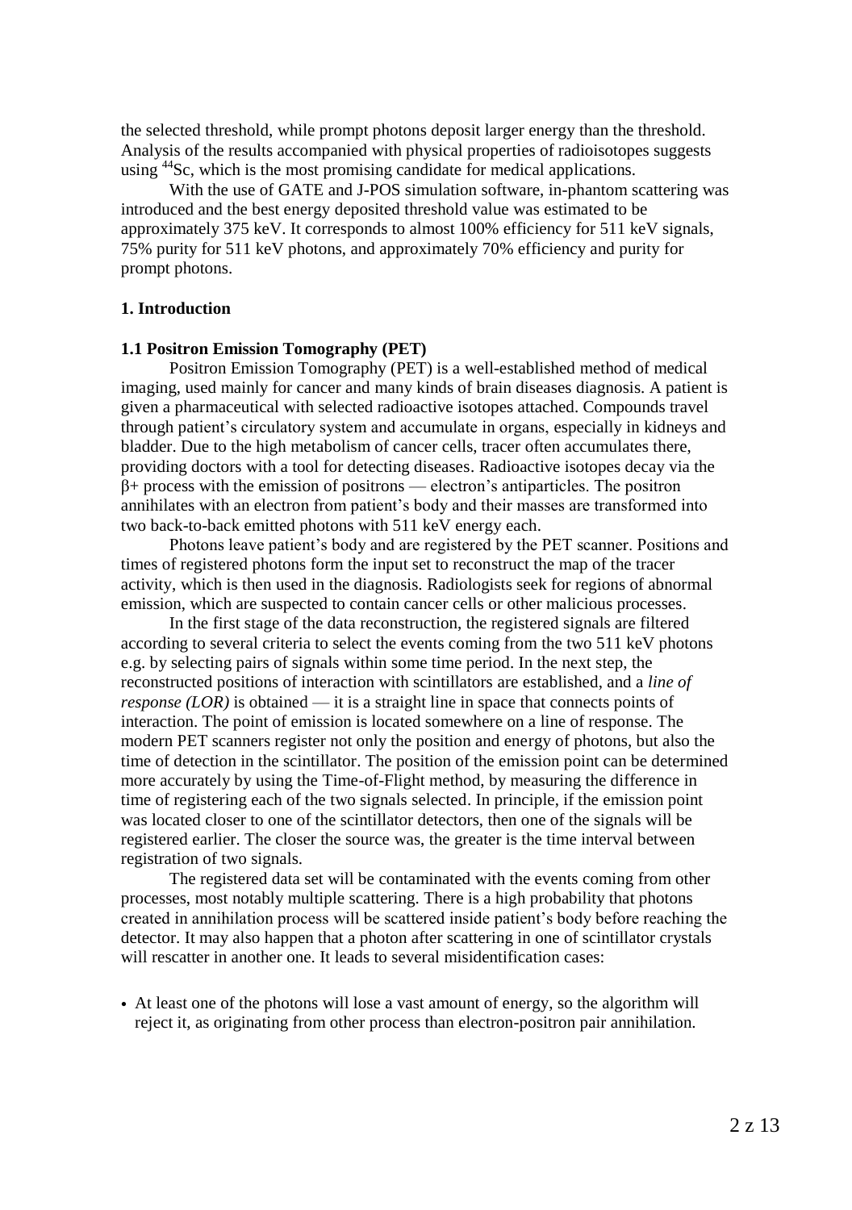the selected threshold, while prompt photons deposit larger energy than the threshold. Analysis of the results accompanied with physical properties of radioisotopes suggests using $^{44}Sc$, which is the most promising candidate for medical applications.

With the use of GATE and J-POS simulation software, in-phantom scattering was introduced and the best energy deposited threshold value was estimated to be approximately 375 keV. It corresponds to almost 100% efficiency for 511 keV signals, 75% purity for 511 keV photons, and approximately 70% efficiency and purity for prompt photons.

## 1. Introduction

### 1.1 Positron Emission Tomography (PET)

Positron Emission Tomography (PET) is a well-established method of medical imaging, used mainly for cancer and many kinds of brain diseases diagnosis. A patient is given a pharmaceutical with selected radioactive isotopes attached. Compounds travel through patient's circulatory system and accumulate in organs, especially in kidneys and bladder. Due to the high metabolism of cancer cells, tracer often accumulates there, providing doctors with a tool for detecting diseases. Radioactive isotopes decay via the $\beta+$ process with the emission of positrons — electron's antiparticles. The positron annihilates with an electron from patient's body and their masses are transformed into two back-to-back emitted photons with 511 keV energy each.

Photons leave patient's body and are registered by the PET scanner. Positions and times of registered photons form the input set to reconstruct the map of the tracer activity, which is then used in the diagnosis. Radiologists seek for regions of abnormal emission, which are suspected to contain cancer cells or other malicious processes.

In the first stage of the data reconstruction, the registered signals are filtered according to several criteria to select the events coming from the two 511 keV photons e.g. by selecting pairs of signals within some time period. In the next step, the reconstructed positions of interaction with scintillators are established, and a *line of response (LOR)* is obtained — it is a straight line in space that connects points of interaction. The point of emission is located somewhere on a line of response. The modern PET scanners register not only the position and energy of photons, but also the time of detection in the scintillator. The position of the emission point can be determined more accurately by using the Time-of-Flight method, by measuring the difference in time of registering each of the two signals selected. In principle, if the emission point was located closer to one of the scintillator detectors, then one of the signals will be registered earlier. The closer the source was, the greater is the time interval between registration of two signals.

The registered data set will be contaminated with the events coming from other processes, most notably multiple scattering. There is a high probability that photons created in annihilation process will be scattered inside patient's body before reaching the detector. It may also happen that a photon after scattering in one of scintillator crystals will rescatter in another one. It leads to several misidentification cases:

- At least one of the photons will lose a vast amount of energy, so the algorithm will reject it, as originating from other process than electron-positron pair annihilation.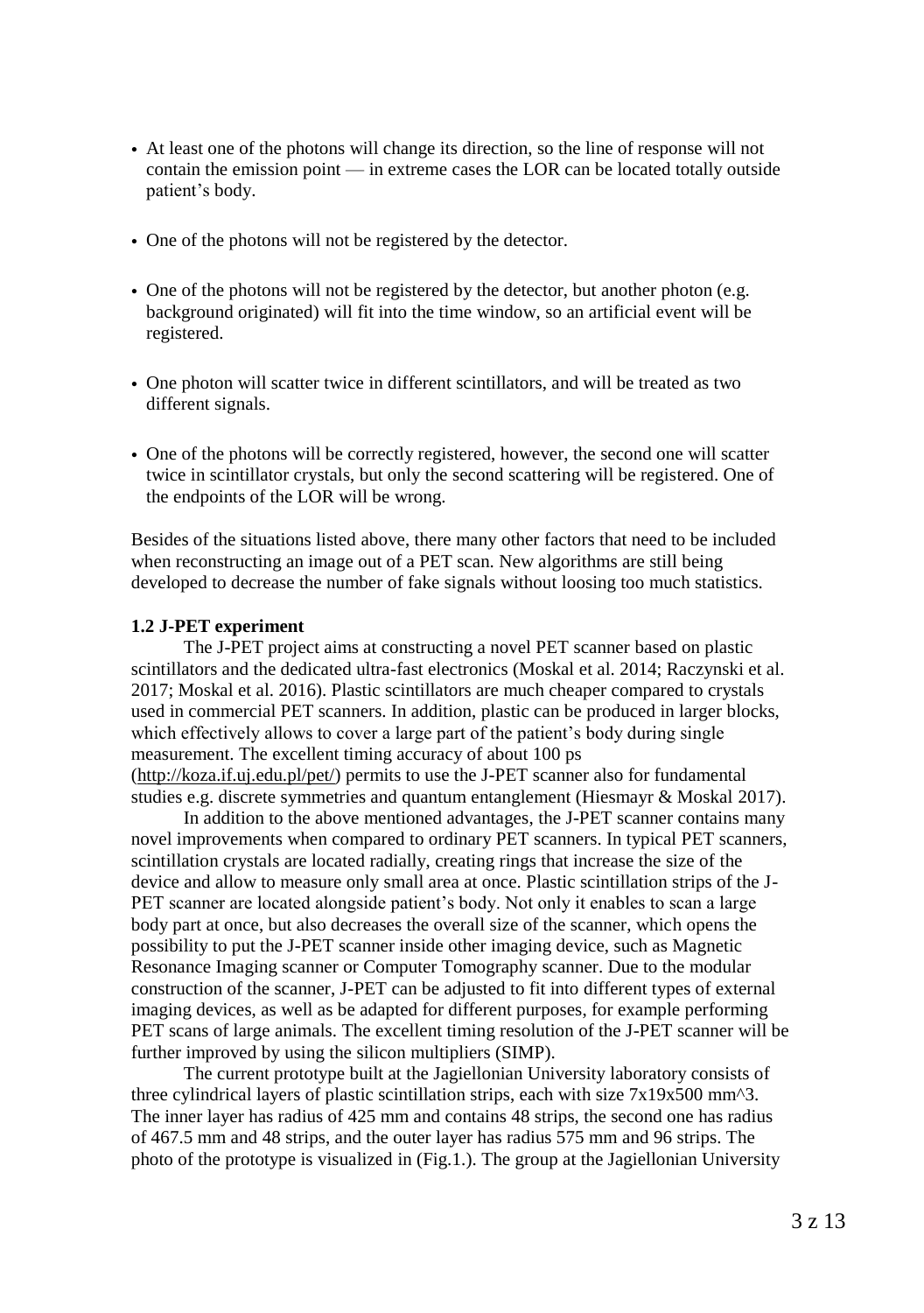- At least one of the photons will change its direction, so the line of response will not contain the emission point — in extreme cases the LOR can be located totally outside patient's body.
- One of the photons will not be registered by the detector.
- One of the photons will not be registered by the detector, but another photon (e.g. background originated) will fit into the time window, so an artificial event will be registered.
- One photon will scatter twice in different scintillators, and will be treated as two different signals.
- One of the photons will be correctly registered, however, the second one will scatter twice in scintillator crystals, but only the second scattering will be registered. One of the endpoints of the LOR will be wrong.

Besides of the situations listed above, there many other factors that need to be included when reconstructing an image out of a PET scan. New algorithms are still being developed to decrease the number of fake signals without loosing too much statistics.

### 1.2 J-PET experiment

The J-PET project aims at constructing a novel PET scanner based on plastic scintillators and the dedicated ultra-fast electronics (Moskal et al. 2014; Raczynski et al. 2017; Moskal et al. 2016). Plastic scintillators are much cheaper compared to crystals used in commercial PET scanners. In addition, plastic can be produced in larger blocks, which effectively allows to cover a large part of the patient's body during single measurement. The excellent timing accuracy of about 100 ps (http://koza.if.uj.edu.pl/pet/) permits to use the J-PET scanner also for fundamental studies e.g. discrete symmetries and quantum entanglement (Hiesmayr & Moskal 2017).

In addition to the above mentioned advantages, the J-PET scanner contains many novel improvements when compared to ordinary PET scanners. In typical PET scanners, scintillation crystals are located radially, creating rings that increase the size of the device and allow to measure only small area at once. Plastic scintillation strips of the J-PET scanner are located alongside patient's body. Not only it enables to scan a large body part at once, but also decreases the overall size of the scanner, which opens the possibility to put the J-PET scanner inside other imaging device, such as Magnetic Resonance Imaging scanner or Computer Tomography scanner. Due to the modular construction of the scanner, J-PET can be adjusted to fit into different types of external imaging devices, as well as be adapted for different purposes, for example performing PET scans of large animals. The excellent timing resolution of the J-PET scanner will be further improved by using the silicon multipliers (SIMP).

The current prototype built at the Jagiellonian University laboratory consists of three cylindrical layers of plastic scintillation strips, each with size 7x19x500 mm^3. The inner layer has radius of 425 mm and contains 48 strips, the second one has radius of 467.5 mm and 48 strips, and the outer layer has radius 575 mm and 96 strips. The photo of the prototype is visualized in (Fig.1.). The group at the Jagiellonian University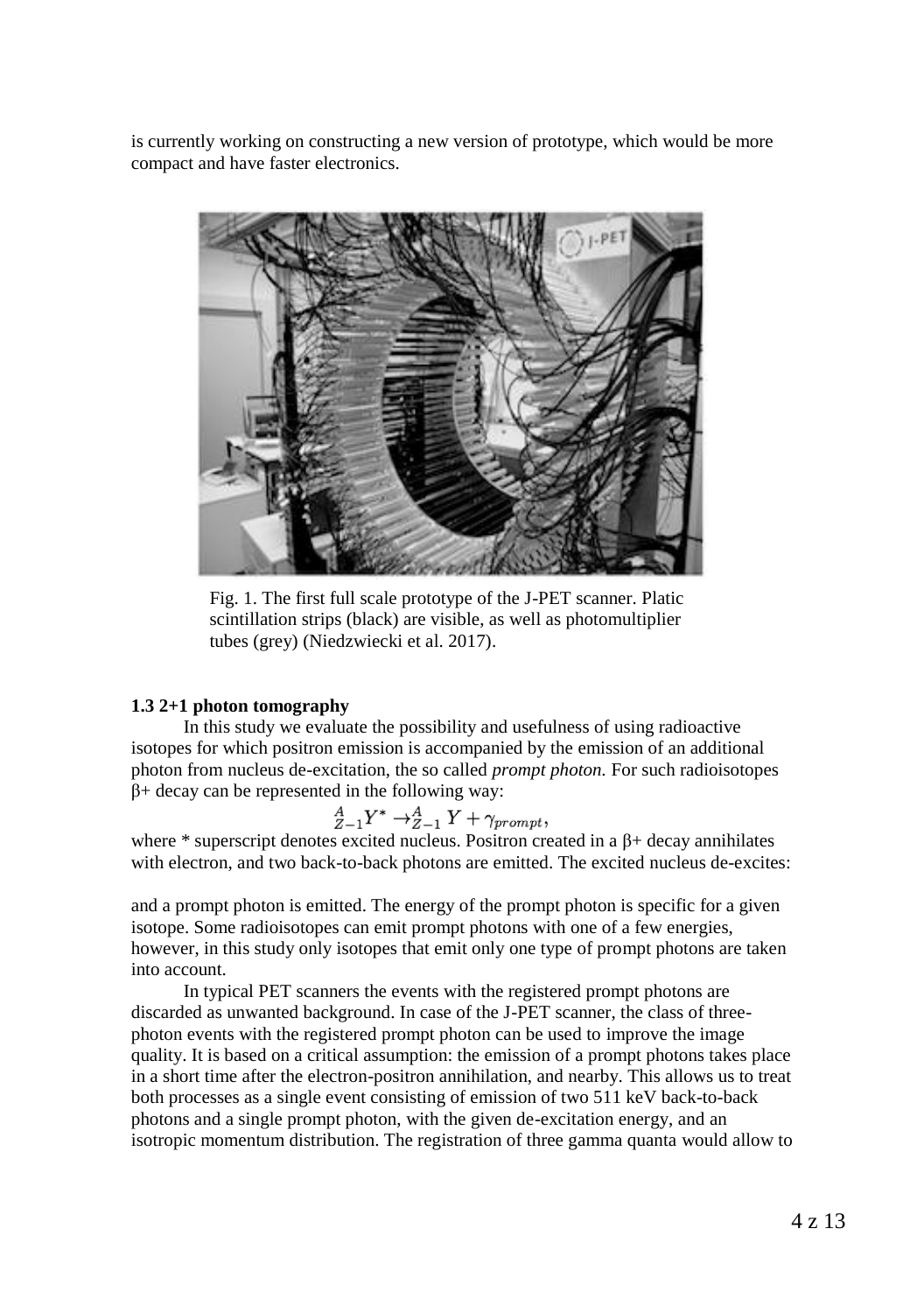is currently working on constructing a new version of prototype, which would be more compact and have faster electronics.

Fig. 1. The first full scale prototype of the J-PET scanner. Platic scintillation strips (black) are visible, as well as photomultiplier tubes (grey) (Niedzwiecki et al. 2017).

### 1.3 2+1 photon tomography

In this study we evaluate the possibility and usefulness of using radioactive isotopes for which positron emission is accompanied by the emission of an additional photon from nucleus de-excitation, the so called *prompt photon.* For such radioisotopes β+ decay can be represented in the following way:

$$^{A}_{Z-1}Y^{*} \rightarrow ^{A}_{Z-1}Y + \gamma_{prompt},$$

where * superscript denotes excited nucleus. Positron created in a β+ decay annihilates with electron, and two back-to-back photons are emitted. The excited nucleus de-excites:

and a prompt photon is emitted. The energy of the prompt photon is specific for a given isotope. Some radioisotopes can emit prompt photons with one of a few energies, however, in this study only isotopes that emit only one type of prompt photons are taken into account.

In typical PET scanners the events with the registered prompt photons are discarded as unwanted background. In case of the J-PET scanner, the class of three-photon events with the registered prompt photon can be used to improve the image quality. It is based on a critical assumption: the emission of a prompt photons takes place in a short time after the electron-positron annihilation, and nearby. This allows us to treat both processes as a single event consisting of emission of two 511 keV back-to-back photons and a single prompt photon, with the given de-excitation energy, and an isotropic momentum distribution. The registration of three gamma quanta would allow to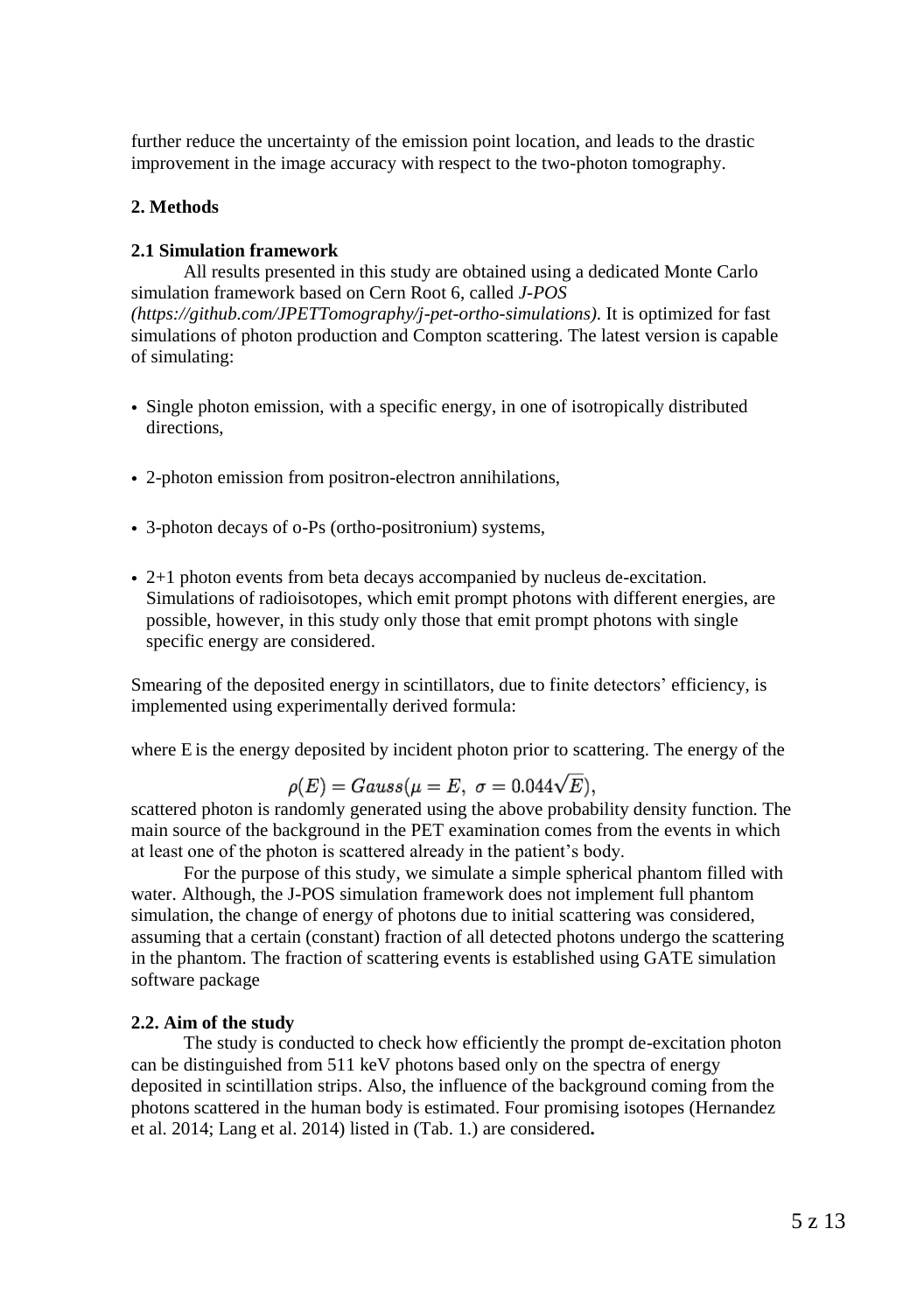further reduce the uncertainty of the emission point location, and leads to the drastic improvement in the image accuracy with respect to the two-photon tomography.

## 2. Methods

### 2.1 Simulation framework

All results presented in this study are obtained using a dedicated Monte Carlo simulation framework based on Cern Root 6, called *J-POS (https://github.com/JPETTomography/j-pet-ortho-simulations)*. It is optimized for fast simulations of photon production and Compton scattering. The latest version is capable of simulating:

- Single photon emission, with a specific energy, in one of isotropically distributed directions,
- 2-photon emission from positron-electron annihilations,
- 3-photon decays of o-Ps (ortho-positronium) systems,
- 2+1 photon events from beta decays accompanied by nucleus de-excitation. Simulations of radioisotopes, which emit prompt photons with different energies, are possible, however, in this study only those that emit prompt photons with single specific energy are considered.

Smearing of the deposited energy in scintillators, due to finite detectors' efficiency, is implemented using experimentally derived formula:

$$\rho(E) = Gauss(\mu = E,\ \sigma = 0.044\sqrt{E}),$$

where E is the energy deposited by incident photon prior to scattering. The energy of the scattered photon is randomly generated using the above probability density function. The main source of the background in the PET examination comes from the events in which at least one of the photon is scattered already in the patient's body.

For the purpose of this study, we simulate a simple spherical phantom filled with water. Although, the J-POS simulation framework does not implement full phantom simulation, the change of energy of photons due to initial scattering was considered, assuming that a certain (constant) fraction of all detected photons undergo the scattering in the phantom. The fraction of scattering events is established using GATE simulation software package

### 2.2. Aim of the study

The study is conducted to check how efficiently the prompt de-excitation photon can be distinguished from 511 keV photons based only on the spectra of energy deposited in scintillation strips. Also, the influence of the background coming from the photons scattered in the human body is estimated. Four promising isotopes (Hernandez et al. 2014; Lang et al. 2014) listed in (Tab. 1.) are considered**.**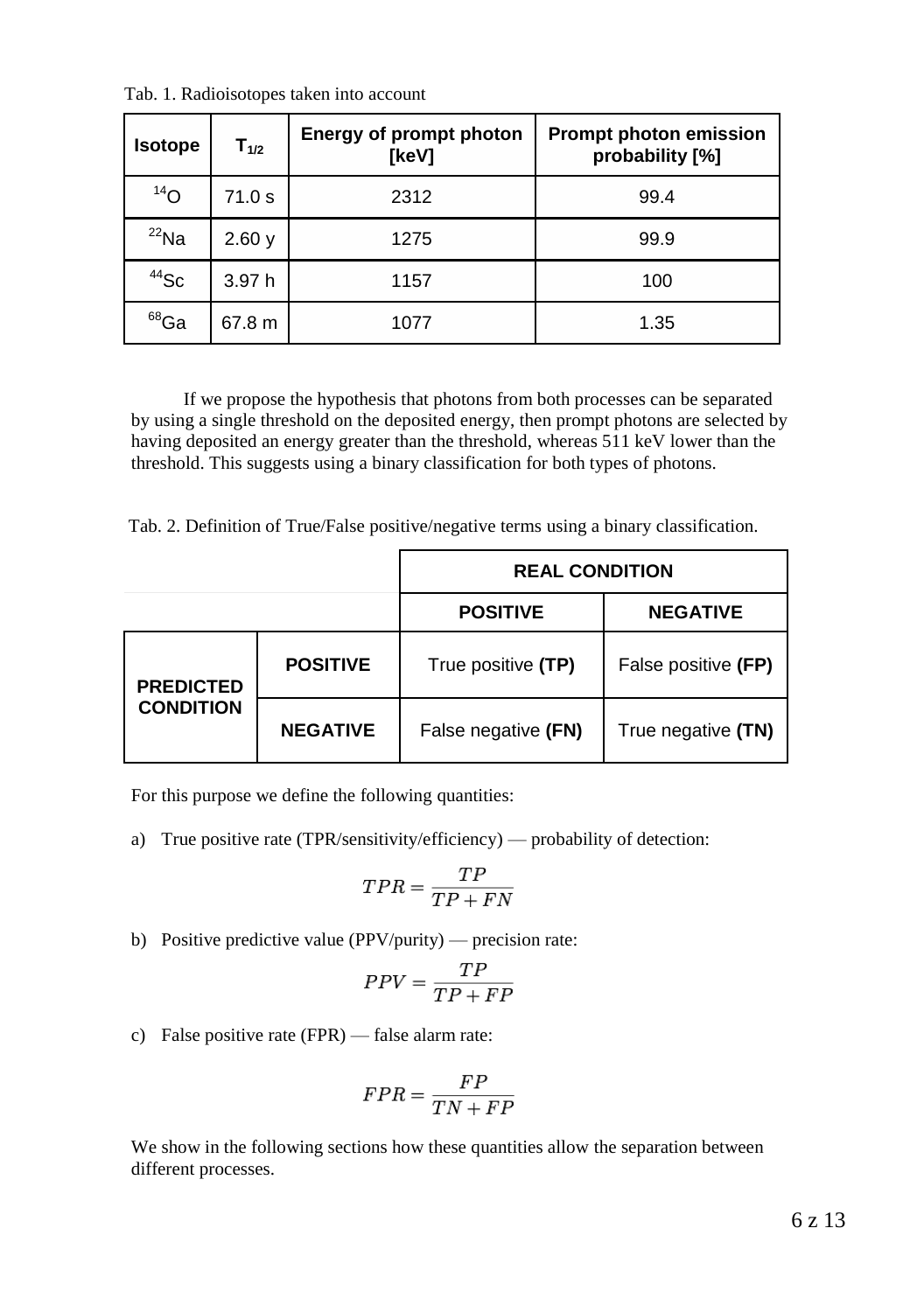Tab. 1. Radioisotopes taken into account

| Isotope | $T_{1/2}$ | Energy of prompt photon [keV] | Prompt photon emission probability [%] |
|---|---|---|---|
| $^{14}O$ | 71.0 s | 2312 | 99.4 |
| $^{22}Na$ | 2.60 y | 1275 | 99.9 |
| $^{44}Sc$ | 3.97 h | 1157 | 100 |
| $^{68}Ga$ | 67.8 m | 1077 | 1.35 |

If we propose the hypothesis that photons from both processes can be separated by using a single threshold on the deposited energy, then prompt photons are selected by having deposited an energy greater than the threshold, whereas 511 keV lower than the threshold. This suggests using a binary classification for both types of photons.

Tab. 2. Definition of True/False positive/negative terms using a binary classification.

| | | REAL CONDITION | |
|---|---|---|---|
| | | **POSITIVE** | **NEGATIVE** |
| **PREDICTED CONDITION** | **POSITIVE** | True positive **(TP)** | False positive **(FP)** |
| | **NEGATIVE** | False negative **(FN)** | True negative **(TN)** |

For this purpose we define the following quantities:

a) True positive rate (TPR/sensitivity/efficiency) — probability of detection:

$$TPR = \frac{TP}{TP + FN}$$

b) Positive predictive value (PPV/purity) — precision rate:

$$PPV = \frac{TP}{TP + FP}$$

c) False positive rate (FPR) — false alarm rate:

$$FPR = \frac{FP}{TN + FP}$$

We show in the following sections how these quantities allow the separation between different processes.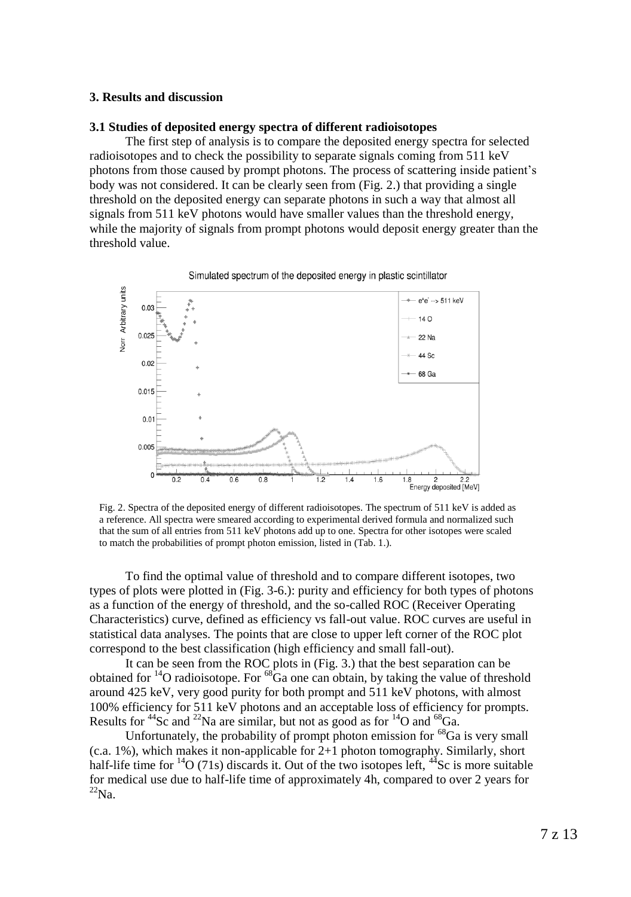## 3. Results and discussion

### 3.1 Studies of deposited energy spectra of different radioisotopes

The first step of analysis is to compare the deposited energy spectra for selected radioisotopes and to check the possibility to separate signals coming from 511 keV photons from those caused by prompt photons. The process of scattering inside patient's body was not considered. It can be clearly seen from (Fig. 2.) that providing a single threshold on the deposited energy can separate photons in such a way that almost all signals from 511 keV photons would have smaller values than the threshold energy, while the majority of signals from prompt photons would deposit energy greater than the threshold value.

Fig. 2. Spectra of the deposited energy of different radioisotopes. The spectrum of 511 keV is added as a reference. All spectra were smeared according to experimental derived formula and normalized such that the sum of all entries from 511 keV photons add up to one. Spectra for other isotopes were scaled to match the probabilities of prompt photon emission, listed in (Tab. 1.).

To find the optimal value of threshold and to compare different isotopes, two types of plots were plotted in (Fig. 3-6.): purity and efficiency for both types of photons as a function of the energy of threshold, and the so-called ROC (Receiver Operating Characteristics) curve, defined as efficiency vs fall-out value. ROC curves are useful in statistical data analyses. The points that are close to upper left corner of the ROC plot correspond to the best classification (high efficiency and small fall-out).

It can be seen from the ROC plots in (Fig. 3.) that the best separation can be obtained for $^{14}O$ radioisotope. For $^{68}Ga$ one can obtain, by taking the value of threshold around 425 keV, very good purity for both prompt and 511 keV photons, with almost 100% efficiency for 511 keV photons and an acceptable loss of efficiency for prompts. Results for $^{44}Sc$ and $^{22}Na$ are similar, but not as good as for $^{14}O$ and $^{68}Ga$.

Unfortunately, the probability of prompt photon emission for $^{68}Ga$ is very small (c.a. 1%), which makes it non-applicable for 2+1 photon tomography. Similarly, short half-life time for $^{14}O$ (71s) discards it. Out of the two isotopes left, $^{44}Sc$ is more suitable for medical use due to half-life time of approximately 4h, compared to over 2 years for $^{22}Na$.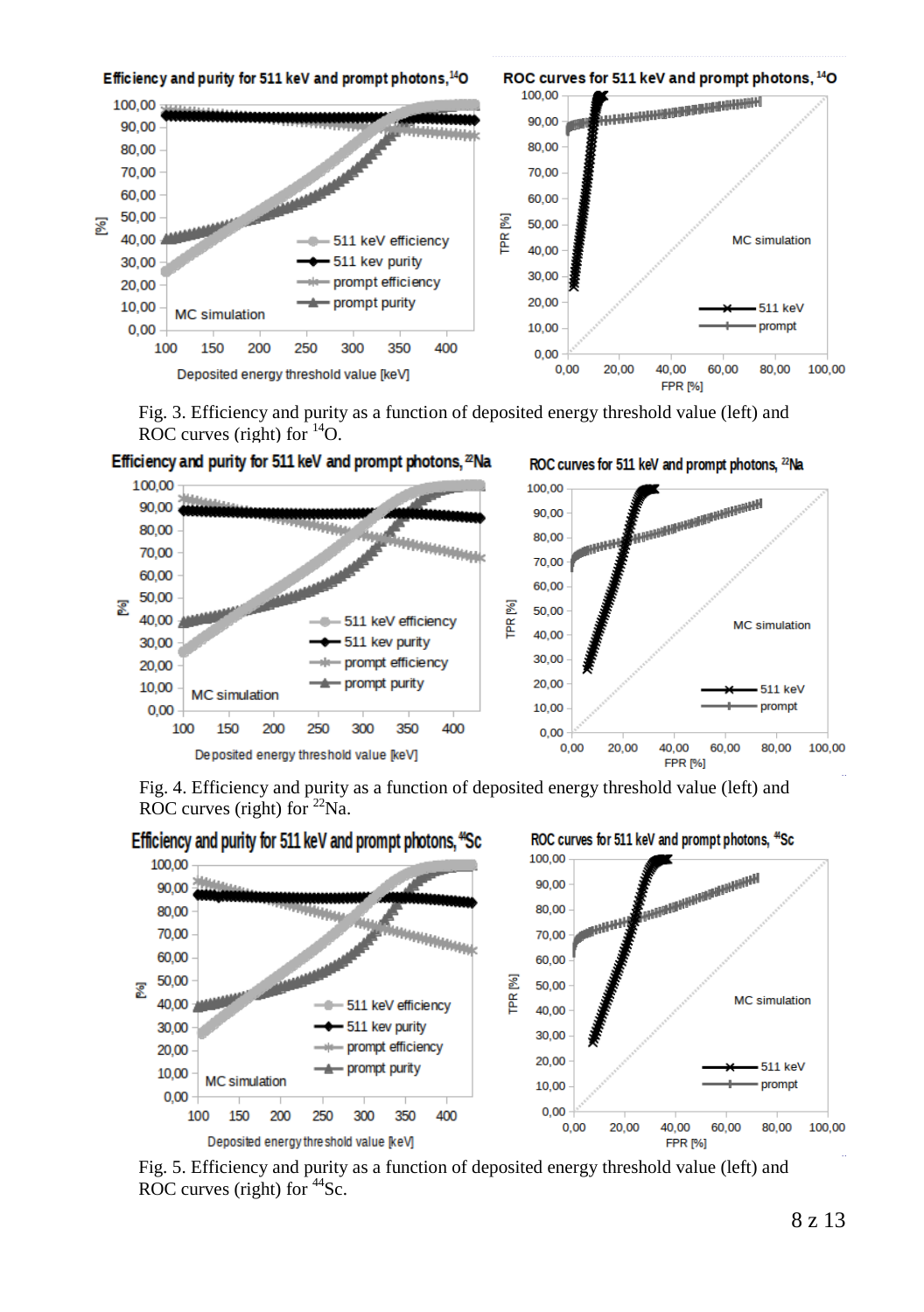Fig. 3. Efficiency and purity as a function of deposited energy threshold value (left) and ROC curves (right) for $^{14}$O.

Fig. 4. Efficiency and purity as a function of deposited energy threshold value (left) and ROC curves (right) for $^{22}$Na.

Fig. 5. Efficiency and purity as a function of deposited energy threshold value (left) and ROC curves (right) for $^{44}$Sc.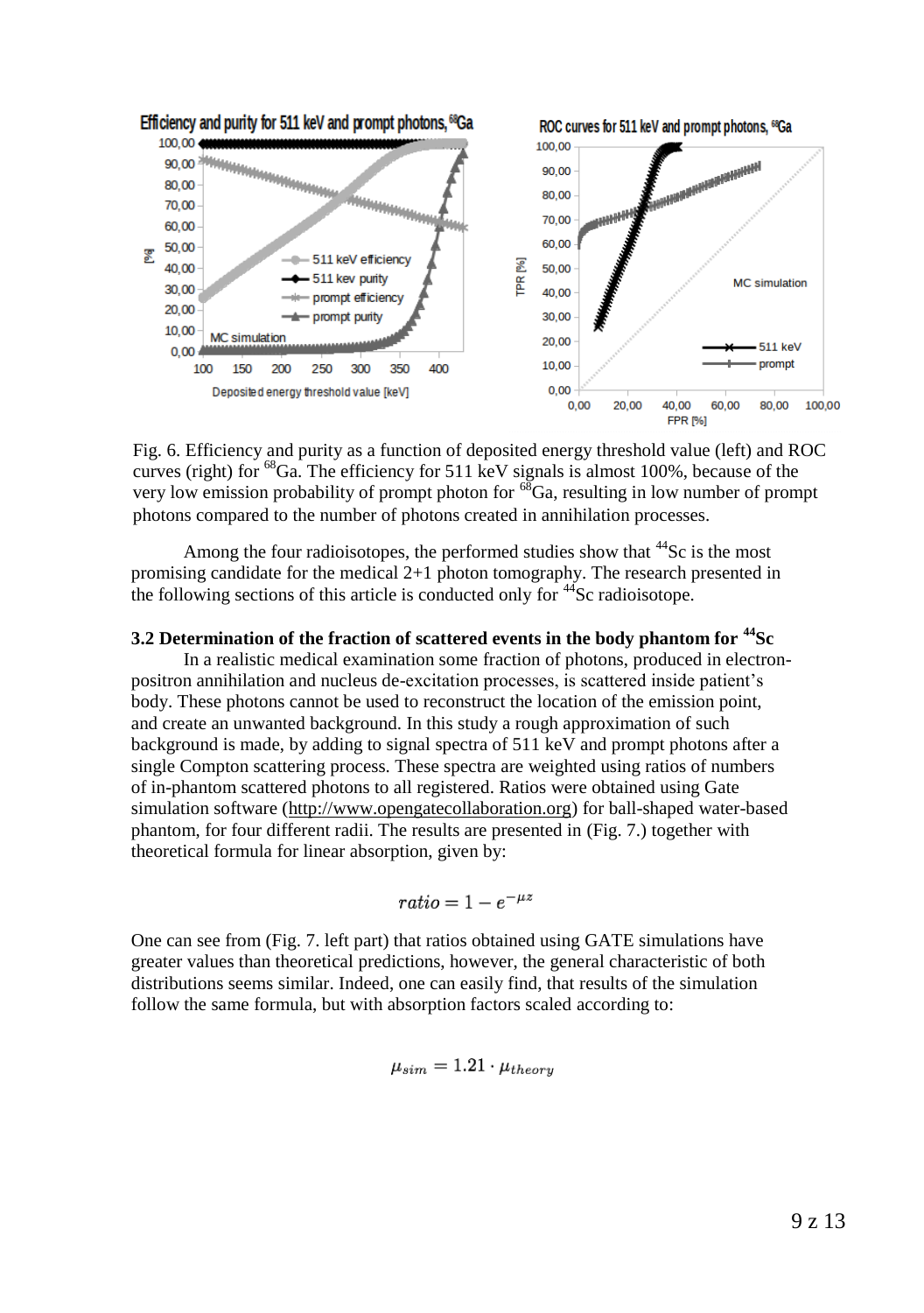Fig. 6. Efficiency and purity as a function of deposited energy threshold value (left) and ROC curves (right) for $^{68}$Ga. The efficiency for 511 keV signals is almost 100%, because of the very low emission probability of prompt photon for $^{68}$Ga, resulting in low number of prompt photons compared to the number of photons created in annihilation processes.

Among the four radioisotopes, the performed studies show that $^{44}$Sc is the most promising candidate for the medical 2+1 photon tomography. The research presented in the following sections of this article is conducted only for $^{44}$Sc radioisotope.

### 3.2 Determination of the fraction of scattered events in the body phantom for $^{44}$Sc

In a realistic medical examination some fraction of photons, produced in electron-positron annihilation and nucleus de-excitation processes, is scattered inside patient's body. These photons cannot be used to reconstruct the location of the emission point, and create an unwanted background. In this study a rough approximation of such background is made, by adding to signal spectra of 511 keV and prompt photons after a single Compton scattering process. These spectra are weighted using ratios of numbers of in-phantom scattered photons to all registered. Ratios were obtained using Gate simulation software (http://www.opengatecollaboration.org) for ball-shaped water-based phantom, for four different radii. The results are presented in (Fig. 7.) together with theoretical formula for linear absorption, given by:

$$ratio = 1 - e^{-\mu z}$$

One can see from (Fig. 7. left part) that ratios obtained using GATE simulations have greater values than theoretical predictions, however, the general characteristic of both distributions seems similar. Indeed, one can easily find, that results of the simulation follow the same formula, but with absorption factors scaled according to:

$$\mu_{sim} = 1.21 \cdot \mu_{theory}$$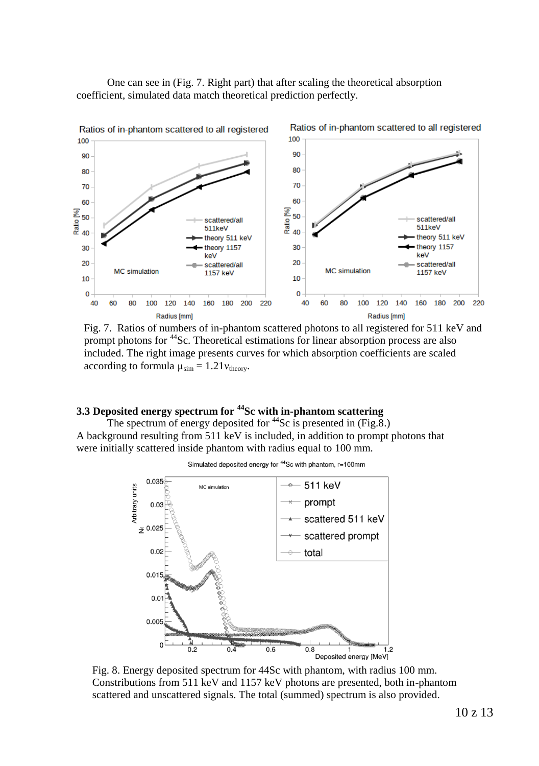One can see in (Fig. 7. Right part) that after scaling the theoretical absorption coefficient, simulated data match theoretical prediction perfectly.

Fig. 7. Ratios of numbers of in-phantom scattered photons to all registered for 511 keV and prompt photons for $^{44}$Sc. Theoretical estimations for linear absorption process are also included. The right image presents curves for which absorption coefficients are scaled according to formula $\mu_{sim} = 1.21\nu_{theory}$.

### 3.3 Deposited energy spectrum for $^{44}$Sc with in-phantom scattering

The spectrum of energy deposited for $^{44}$Sc is presented in (Fig.8.) A background resulting from 511 keV is included, in addition to prompt photons that were initially scattered inside phantom with radius equal to 100 mm.

Fig. 8. Energy deposited spectrum for 44Sc with phantom, with radius 100 mm. Constributions from 511 keV and 1157 keV photons are presented, both in-phantom scattered and unscattered signals. The total (summed) spectrum is also provided.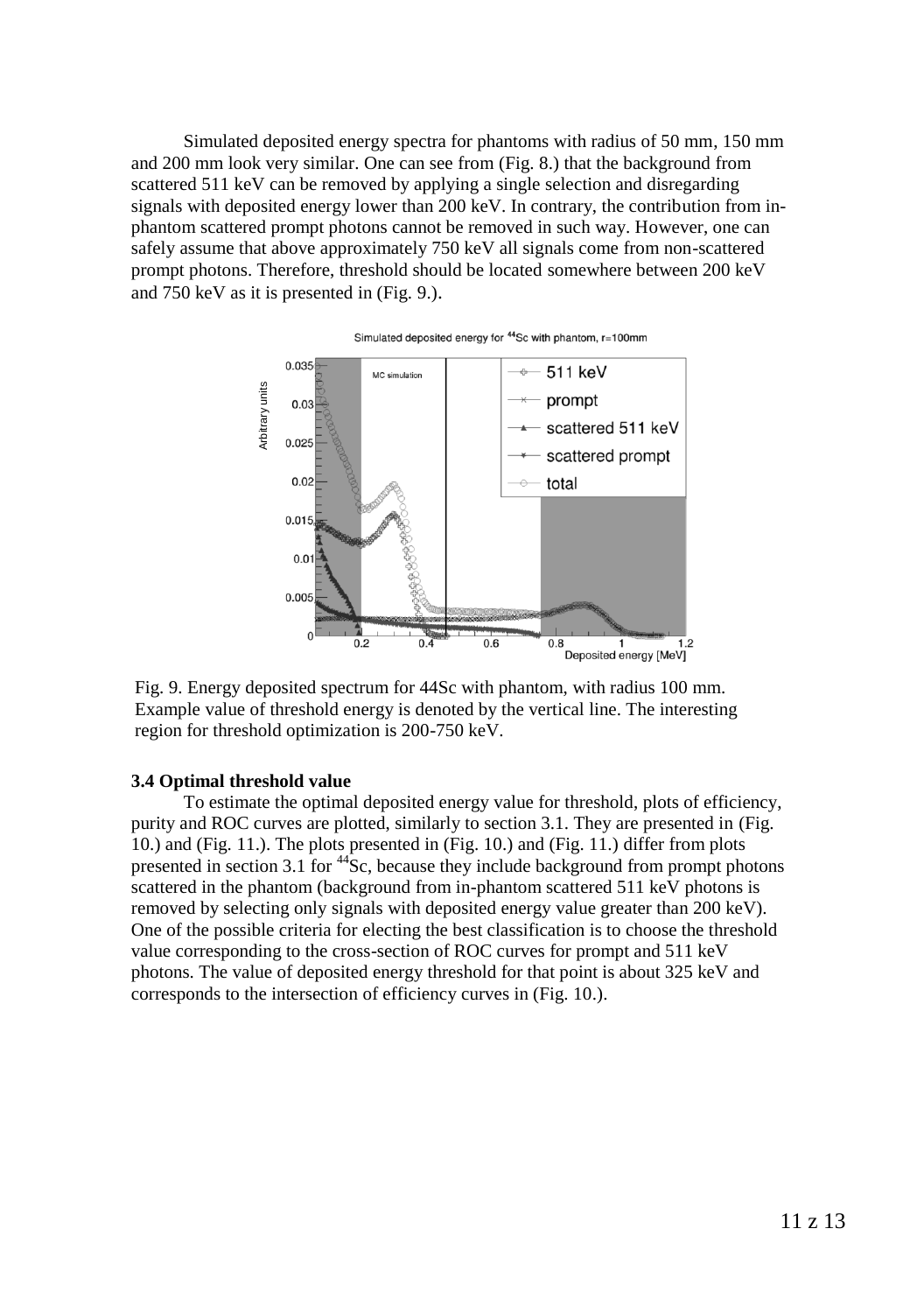Simulated deposited energy spectra for phantoms with radius of 50 mm, 150 mm and 200 mm look very similar. One can see from (Fig. 8.) that the background from scattered 511 keV can be removed by applying a single selection and disregarding signals with deposited energy lower than 200 keV. In contrary, the contribution from in-phantom scattered prompt photons cannot be removed in such way. However, one can safely assume that above approximately 750 keV all signals come from non-scattered prompt photons. Therefore, threshold should be located somewhere between 200 keV and 750 keV as it is presented in (Fig. 9.).

Fig. 9. Energy deposited spectrum for 44Sc with phantom, with radius 100 mm. Example value of threshold energy is denoted by the vertical line. The interesting region for threshold optimization is 200-750 keV.

### 3.4 Optimal threshold value

To estimate the optimal deposited energy value for threshold, plots of efficiency, purity and ROC curves are plotted, similarly to section 3.1. They are presented in (Fig. 10.) and (Fig. 11.). The plots presented in (Fig. 10.) and (Fig. 11.) differ from plots presented in section 3.1 for $^{44}$Sc, because they include background from prompt photons scattered in the phantom (background from in-phantom scattered 511 keV photons is removed by selecting only signals with deposited energy value greater than 200 keV). One of the possible criteria for electing the best classification is to choose the threshold value corresponding to the cross-section of ROC curves for prompt and 511 keV photons. The value of deposited energy threshold for that point is about 325 keV and corresponds to the intersection of efficiency curves in (Fig. 10.).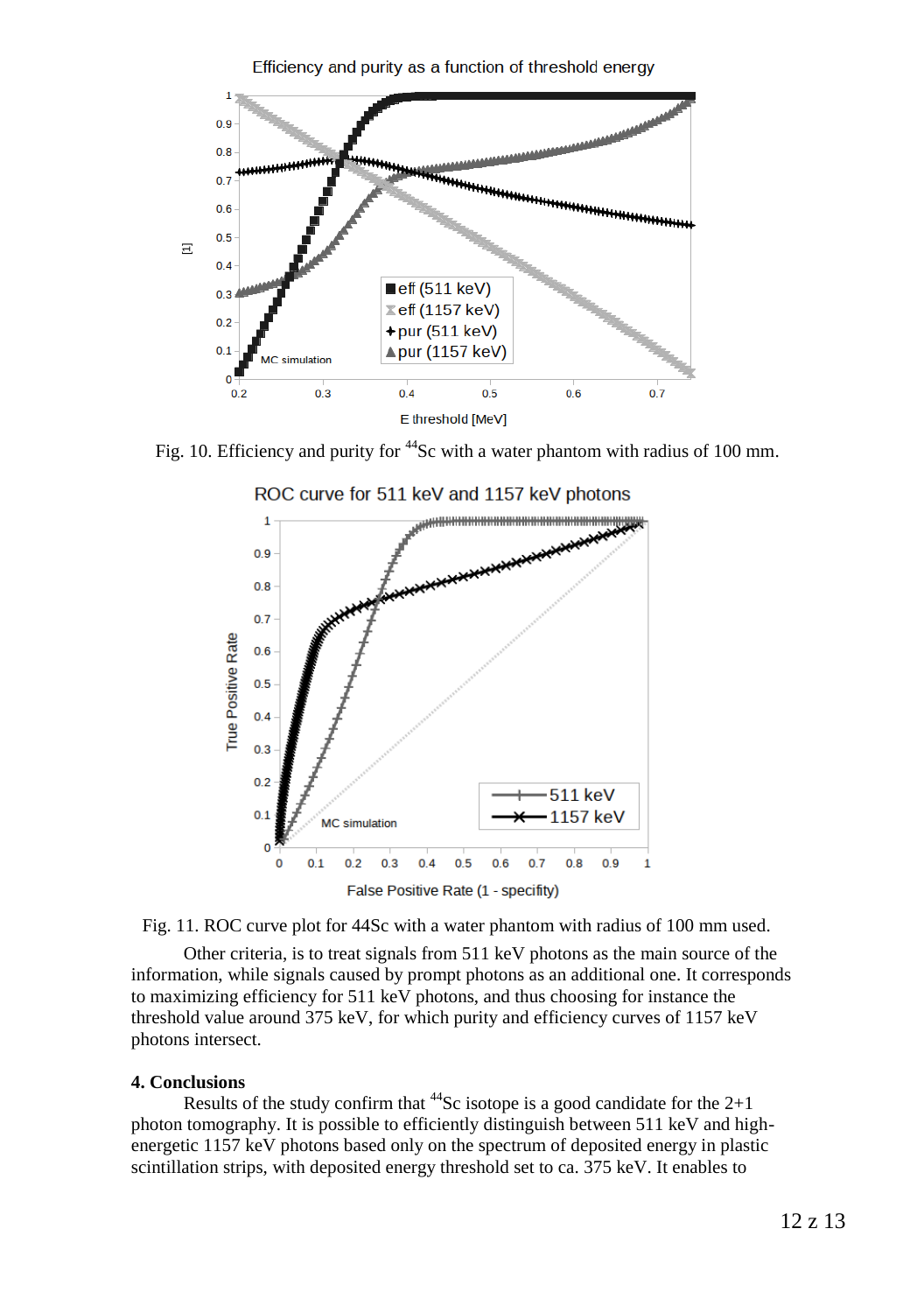Fig. 10. Efficiency and purity for $^{44}$Sc with a water phantom with radius of 100 mm.

Fig. 11. ROC curve plot for 44Sc with a water phantom with radius of 100 mm used.

Other criteria, is to treat signals from 511 keV photons as the main source of the information, while signals caused by prompt photons as an additional one. It corresponds to maximizing efficiency for 511 keV photons, and thus choosing for instance the threshold value around 375 keV, for which purity and efficiency curves of 1157 keV photons intersect.

## 4. Conclusions

Results of the study confirm that $^{44}$Sc isotope is a good candidate for the 2+1 photon tomography. It is possible to efficiently distinguish between 511 keV and high-energetic 1157 keV photons based only on the spectrum of deposited energy in plastic scintillation strips, with deposited energy threshold set to ca. 375 keV. It enables to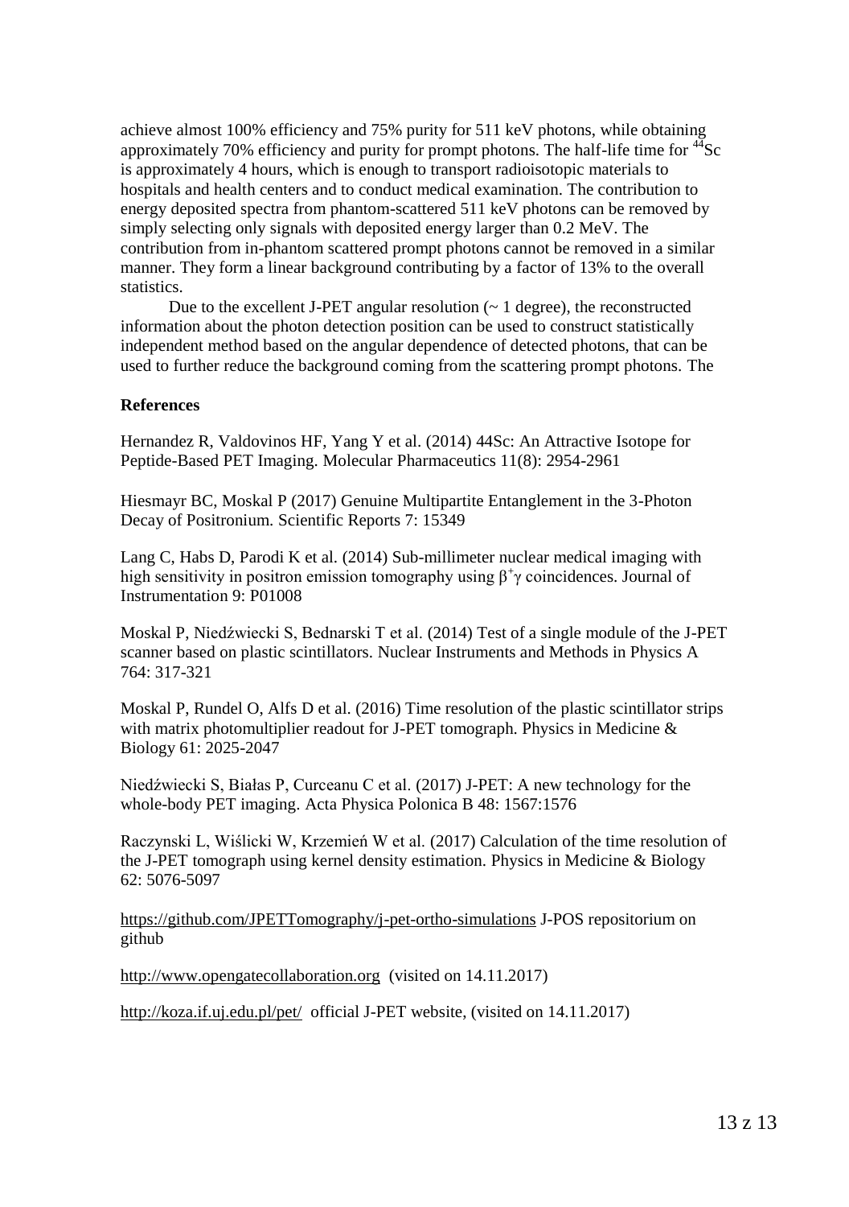achieve almost 100% efficiency and 75% purity for 511 keV photons, while obtaining approximately 70% efficiency and purity for prompt photons. The half-life time for $^{44}$Sc is approximately 4 hours, which is enough to transport radioisotopic materials to hospitals and health centers and to conduct medical examination. The contribution to energy deposited spectra from phantom-scattered 511 keV photons can be removed by simply selecting only signals with deposited energy larger than 0.2 MeV. The contribution from in-phantom scattered prompt photons cannot be removed in a similar manner. They form a linear background contributing by a factor of 13% to the overall statistics.

Due to the excellent J-PET angular resolution (~ 1 degree), the reconstructed information about the photon detection position can be used to construct statistically independent method based on the angular dependence of detected photons, that can be used to further reduce the background coming from the scattering prompt photons. The

**References**

Hernandez R, Valdovinos HF, Yang Y et al. (2014) 44Sc: An Attractive Isotope for Peptide-Based PET Imaging. Molecular Pharmaceutics 11(8): 2954-2961

Hiesmayr BC, Moskal P (2017) Genuine Multipartite Entanglement in the 3-Photon Decay of Positronium. Scientific Reports 7: 15349

Lang C, Habs D, Parodi K et al. (2014) Sub-millimeter nuclear medical imaging with high sensitivity in positron emission tomography using $\beta^{+}\gamma$ coincidences. Journal of Instrumentation 9: P01008

Moskal P, Niedźwiecki S, Bednarski T et al. (2014) Test of a single module of the J-PET scanner based on plastic scintillators. Nuclear Instruments and Methods in Physics A 764: 317-321

Moskal P, Rundel O, Alfs D et al. (2016) Time resolution of the plastic scintillator strips with matrix photomultiplier readout for J-PET tomograph. Physics in Medicine & Biology 61: 2025-2047

Niedźwiecki S, Białas P, Curceanu C et al. (2017) J-PET: A new technology for the whole-body PET imaging. Acta Physica Polonica B 48: 1567:1576

Raczynski L, Wiślicki W, Krzemień W et al. (2017) Calculation of the time resolution of the J-PET tomograph using kernel density estimation. Physics in Medicine & Biology 62: 5076-5097

https://github.com/JPETTomography/j-pet-ortho-simulations J-POS repositorium on github

http://www.opengatecollaboration.org (visited on 14.11.2017)

http://koza.if.uj.edu.pl/pet/ official J-PET website, (visited on 14.11.2017)